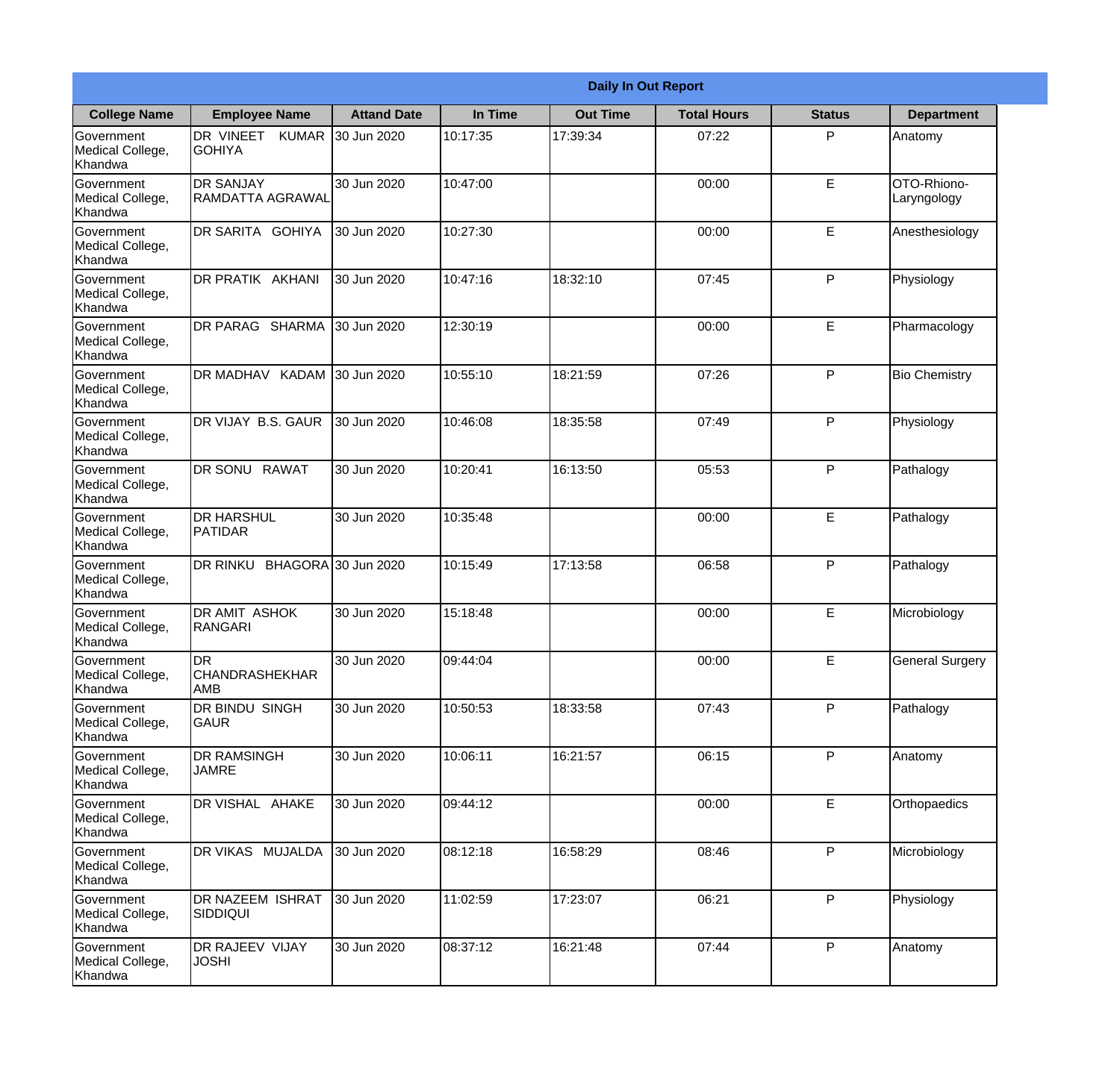**Daily In Out Report**

| College Name | Employee Name | Attand Date | In Time | Out Time | Total Hours | Status | Department |
|---|---|---|---|---|---|---|---|
| Government Medical College, Khandwa | DR VINEET KUMAR GOHIYA | 30 Jun 2020 | 10:17:35 | 17:39:34 | 07:22 | P | Anatomy |
| Government Medical College, Khandwa | DR SANJAY RAMDATTA AGRAWAL | 30 Jun 2020 | 10:47:00 | | 00:00 | E | OTO-Rhiono-Laryngology |
| Government Medical College, Khandwa | DR SARITA GOHIYA | 30 Jun 2020 | 10:27:30 | | 00:00 | E | Anesthesiology |
| Government Medical College, Khandwa | DR PRATIK AKHANI | 30 Jun 2020 | 10:47:16 | 18:32:10 | 07:45 | P | Physiology |
| Government Medical College, Khandwa | DR PARAG SHARMA | 30 Jun 2020 | 12:30:19 | | 00:00 | E | Pharmacology |
| Government Medical College, Khandwa | DR MADHAV KADAM | 30 Jun 2020 | 10:55:10 | 18:21:59 | 07:26 | P | Bio Chemistry |
| Government Medical College, Khandwa | DR VIJAY B.S. GAUR | 30 Jun 2020 | 10:46:08 | 18:35:58 | 07:49 | P | Physiology |
| Government Medical College, Khandwa | DR SONU RAWAT | 30 Jun 2020 | 10:20:41 | 16:13:50 | 05:53 | P | Pathalogy |
| Government Medical College, Khandwa | DR HARSHUL PATIDAR | 30 Jun 2020 | 10:35:48 | | 00:00 | E | Pathalogy |
| Government Medical College, Khandwa | DR RINKU BHAGORA | 30 Jun 2020 | 10:15:49 | 17:13:58 | 06:58 | P | Pathalogy |
| Government Medical College, Khandwa | DR AMIT ASHOK RANGARI | 30 Jun 2020 | 15:18:48 | | 00:00 | E | Microbiology |
| Government Medical College, Khandwa | DR CHANDRASHEKHAR AMB | 30 Jun 2020 | 09:44:04 | | 00:00 | E | General Surgery |
| Government Medical College, Khandwa | DR BINDU SINGH GAUR | 30 Jun 2020 | 10:50:53 | 18:33:58 | 07:43 | P | Pathalogy |
| Government Medical College, Khandwa | DR RAMSINGH JAMRE | 30 Jun 2020 | 10:06:11 | 16:21:57 | 06:15 | P | Anatomy |
| Government Medical College, Khandwa | DR VISHAL AHAKE | 30 Jun 2020 | 09:44:12 | | 00:00 | E | Orthopaedics |
| Government Medical College, Khandwa | DR VIKAS MUJALDA | 30 Jun 2020 | 08:12:18 | 16:58:29 | 08:46 | P | Microbiology |
| Government Medical College, Khandwa | DR NAZEEM ISHRAT SIDDIQUI | 30 Jun 2020 | 11:02:59 | 17:23:07 | 06:21 | P | Physiology |
| Government Medical College, Khandwa | DR RAJEEV VIJAY JOSHI | 30 Jun 2020 | 08:37:12 | 16:21:48 | 07:44 | P | Anatomy |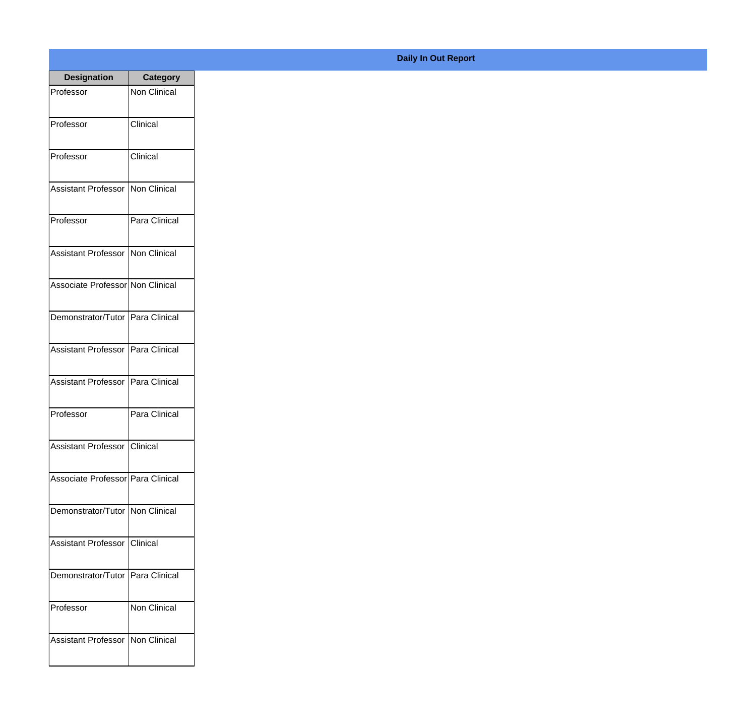**Daily In Out Report**

| Designation | Category |
|---|---|
| Professor | Non Clinical |
| Professor | Clinical |
| Professor | Clinical |
| Assistant Professor | Non Clinical |
| Professor | Para Clinical |
| Assistant Professor | Non Clinical |
| Associate Professor | Non Clinical |
| Demonstrator/Tutor | Para Clinical |
| Assistant Professor | Para Clinical |
| Assistant Professor | Para Clinical |
| Professor | Para Clinical |
| Assistant Professor | Clinical |
| Associate Professor | Para Clinical |
| Demonstrator/Tutor | Non Clinical |
| Assistant Professor | Clinical |
| Demonstrator/Tutor | Para Clinical |
| Professor | Non Clinical |
| Assistant Professor | Non Clinical |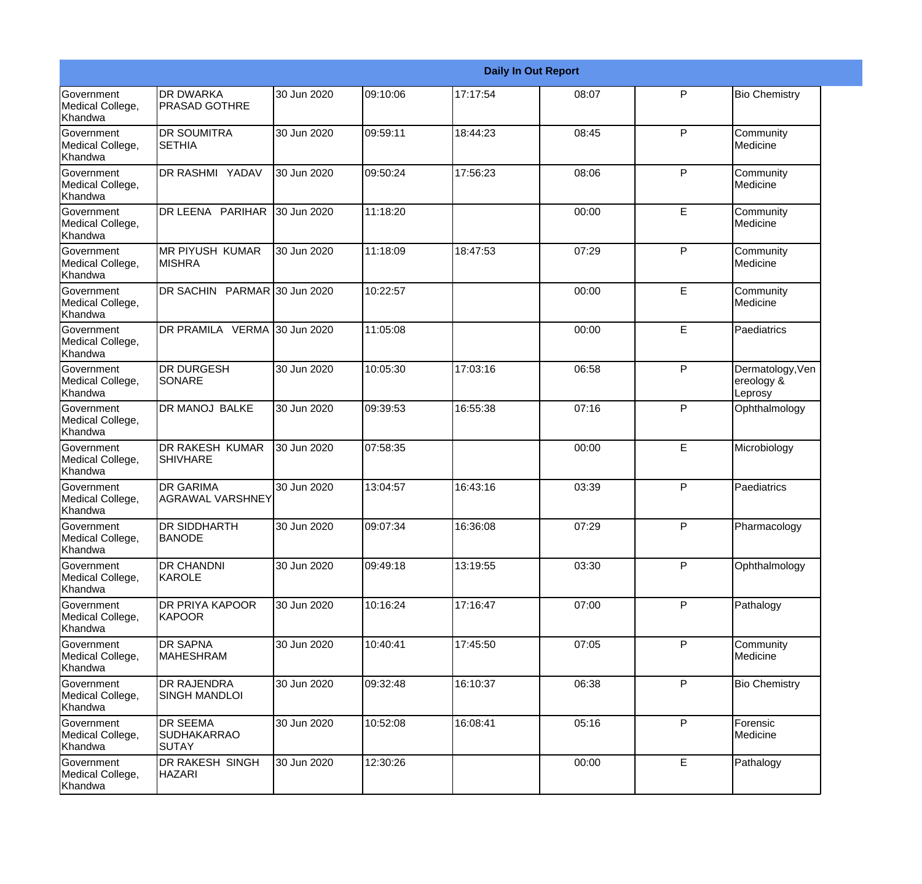| Daily In Out Report | | | | | | | |
|---|---|---|---|---|---|---|---|
| Government Medical College, Khandwa | DR DWARKA PRASAD GOTHRE | 30 Jun 2020 | 09:10:06 | 17:17:54 | 08:07 | P | Bio Chemistry |
| Government Medical College, Khandwa | DR SOUMITRA SETHIA | 30 Jun 2020 | 09:59:11 | 18:44:23 | 08:45 | P | Community Medicine |
| Government Medical College, Khandwa | DR RASHMI YADAV | 30 Jun 2020 | 09:50:24 | 17:56:23 | 08:06 | P | Community Medicine |
| Government Medical College, Khandwa | DR LEENA PARIHAR | 30 Jun 2020 | 11:18:20 | | 00:00 | E | Community Medicine |
| Government Medical College, Khandwa | MR PIYUSH KUMAR MISHRA | 30 Jun 2020 | 11:18:09 | 18:47:53 | 07:29 | P | Community Medicine |
| Government Medical College, Khandwa | DR SACHIN PARMAR | 30 Jun 2020 | 10:22:57 | | 00:00 | E | Community Medicine |
| Government Medical College, Khandwa | DR PRAMILA VERMA | 30 Jun 2020 | 11:05:08 | | 00:00 | E | Paediatrics |
| Government Medical College, Khandwa | DR DURGESH SONARE | 30 Jun 2020 | 10:05:30 | 17:03:16 | 06:58 | P | Dermatology,Venereology & Leprosy |
| Government Medical College, Khandwa | DR MANOJ BALKE | 30 Jun 2020 | 09:39:53 | 16:55:38 | 07:16 | P | Ophthalmology |
| Government Medical College, Khandwa | DR RAKESH KUMAR SHIVHARE | 30 Jun 2020 | 07:58:35 | | 00:00 | E | Microbiology |
| Government Medical College, Khandwa | DR GARIMA AGRAWAL VARSHNEY | 30 Jun 2020 | 13:04:57 | 16:43:16 | 03:39 | P | Paediatrics |
| Government Medical College, Khandwa | DR SIDDHARTH BANODE | 30 Jun 2020 | 09:07:34 | 16:36:08 | 07:29 | P | Pharmacology |
| Government Medical College, Khandwa | DR CHANDNI KAROLE | 30 Jun 2020 | 09:49:18 | 13:19:55 | 03:30 | P | Ophthalmology |
| Government Medical College, Khandwa | DR PRIYA KAPOOR KAPOOR | 30 Jun 2020 | 10:16:24 | 17:16:47 | 07:00 | P | Pathalogy |
| Government Medical College, Khandwa | DR SAPNA MAHESHRAM | 30 Jun 2020 | 10:40:41 | 17:45:50 | 07:05 | P | Community Medicine |
| Government Medical College, Khandwa | DR RAJENDRA SINGH MANDLOI | 30 Jun 2020 | 09:32:48 | 16:10:37 | 06:38 | P | Bio Chemistry |
| Government Medical College, Khandwa | DR SEEMA SUDHAKARRAO SUTAY | 30 Jun 2020 | 10:52:08 | 16:08:41 | 05:16 | P | Forensic Medicine |
| Government Medical College, Khandwa | DR RAKESH SINGH HAZARI | 30 Jun 2020 | 12:30:26 | | 00:00 | E | Pathalogy |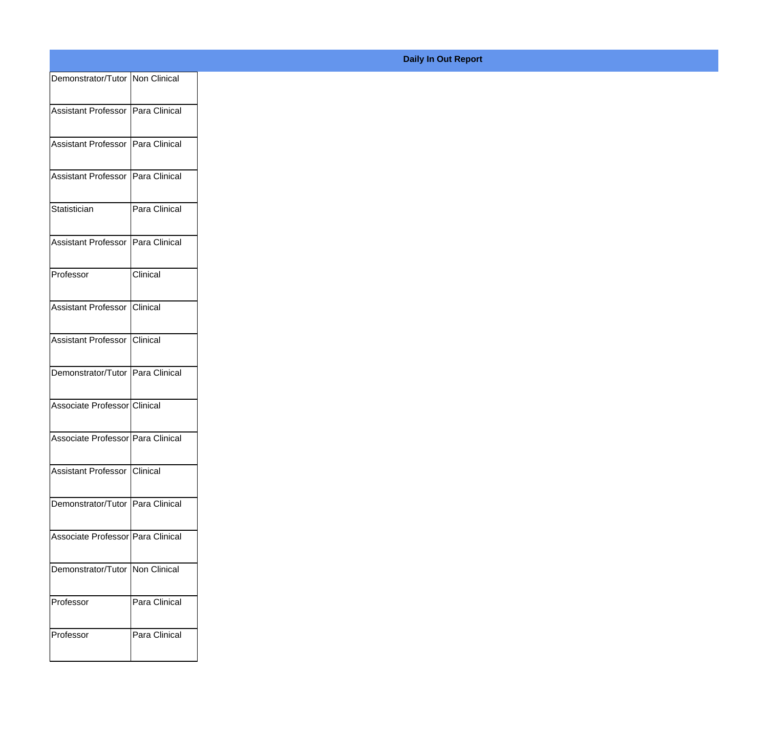**Daily In Out Report**

| | |
|---|---|
| Demonstrator/Tutor | Non Clinical |
| Assistant Professor | Para Clinical |
| Assistant Professor | Para Clinical |
| Assistant Professor | Para Clinical |
| Statistician | Para Clinical |
| Assistant Professor | Para Clinical |
| Professor | Clinical |
| Assistant Professor | Clinical |
| Assistant Professor | Clinical |
| Demonstrator/Tutor | Para Clinical |
| Associate Professor | Clinical |
| Associate Professor | Para Clinical |
| Assistant Professor | Clinical |
| Demonstrator/Tutor | Para Clinical |
| Associate Professor | Para Clinical |
| Demonstrator/Tutor | Non Clinical |
| Professor | Para Clinical |
| Professor | Para Clinical |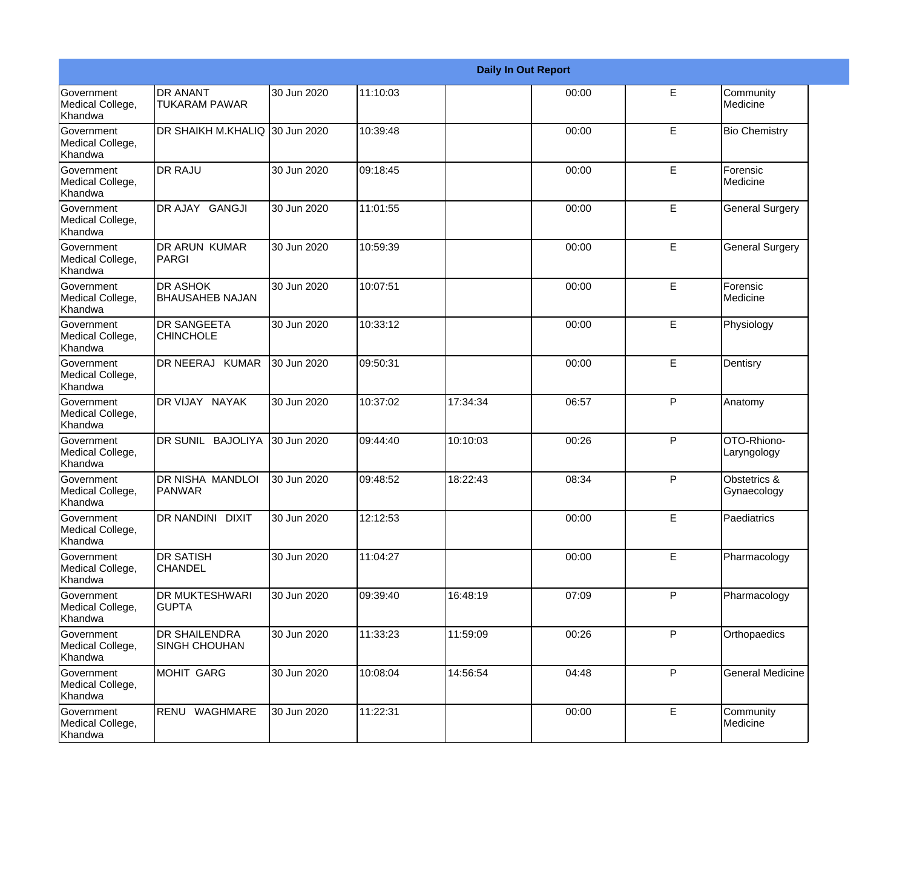| Daily In Out Report | | | | | | | |
|---|---|---|---|---|---|---|---|
| Government Medical College, Khandwa | DR ANANT TUKARAM PAWAR | 30 Jun 2020 | 11:10:03 | | 00:00 | E | Community Medicine |
| Government Medical College, Khandwa | DR SHAIKH M.KHALIQ | 30 Jun 2020 | 10:39:48 | | 00:00 | E | Bio Chemistry |
| Government Medical College, Khandwa | DR RAJU | 30 Jun 2020 | 09:18:45 | | 00:00 | E | Forensic Medicine |
| Government Medical College, Khandwa | DR AJAY GANGJI | 30 Jun 2020 | 11:01:55 | | 00:00 | E | General Surgery |
| Government Medical College, Khandwa | DR ARUN KUMAR PARGI | 30 Jun 2020 | 10:59:39 | | 00:00 | E | General Surgery |
| Government Medical College, Khandwa | DR ASHOK BHAUSAHEB NAJAN | 30 Jun 2020 | 10:07:51 | | 00:00 | E | Forensic Medicine |
| Government Medical College, Khandwa | DR SANGEETA CHINCHOLE | 30 Jun 2020 | 10:33:12 | | 00:00 | E | Physiology |
| Government Medical College, Khandwa | DR NEERAJ KUMAR | 30 Jun 2020 | 09:50:31 | | 00:00 | E | Dentisry |
| Government Medical College, Khandwa | DR VIJAY NAYAK | 30 Jun 2020 | 10:37:02 | 17:34:34 | 06:57 | P | Anatomy |
| Government Medical College, Khandwa | DR SUNIL BAJOLIYA | 30 Jun 2020 | 09:44:40 | 10:10:03 | 00:26 | P | OTO-Rhiono-Laryngology |
| Government Medical College, Khandwa | DR NISHA MANDLOI PANWAR | 30 Jun 2020 | 09:48:52 | 18:22:43 | 08:34 | P | Obstetrics & Gynaecology |
| Government Medical College, Khandwa | DR NANDINI DIXIT | 30 Jun 2020 | 12:12:53 | | 00:00 | E | Paediatrics |
| Government Medical College, Khandwa | DR SATISH CHANDEL | 30 Jun 2020 | 11:04:27 | | 00:00 | E | Pharmacology |
| Government Medical College, Khandwa | DR MUKTESHWARI GUPTA | 30 Jun 2020 | 09:39:40 | 16:48:19 | 07:09 | P | Pharmacology |
| Government Medical College, Khandwa | DR SHAILENDRA SINGH CHOUHAN | 30 Jun 2020 | 11:33:23 | 11:59:09 | 00:26 | P | Orthopaedics |
| Government Medical College, Khandwa | MOHIT GARG | 30 Jun 2020 | 10:08:04 | 14:56:54 | 04:48 | P | General Medicine |
| Government Medical College, Khandwa | RENU WAGHMARE | 30 Jun 2020 | 11:22:31 | | 00:00 | E | Community Medicine |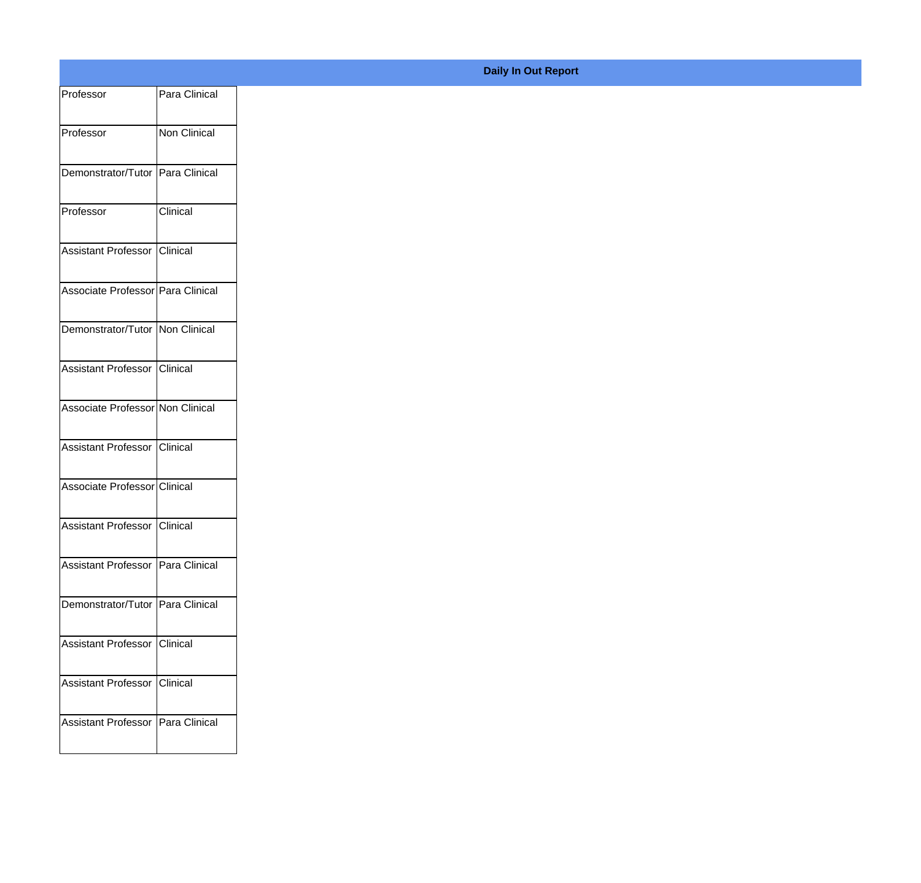**Daily In Out Report**

| | |
|---|---|
| Professor | Para Clinical |
| Professor | Non Clinical |
| Demonstrator/Tutor | Para Clinical |
| Professor | Clinical |
| Assistant Professor | Clinical |
| Associate Professor | Para Clinical |
| Demonstrator/Tutor | Non Clinical |
| Assistant Professor | Clinical |
| Associate Professor | Non Clinical |
| Assistant Professor | Clinical |
| Associate Professor | Clinical |
| Assistant Professor | Clinical |
| Assistant Professor | Para Clinical |
| Demonstrator/Tutor | Para Clinical |
| Assistant Professor | Clinical |
| Assistant Professor | Clinical |
| Assistant Professor | Para Clinical |